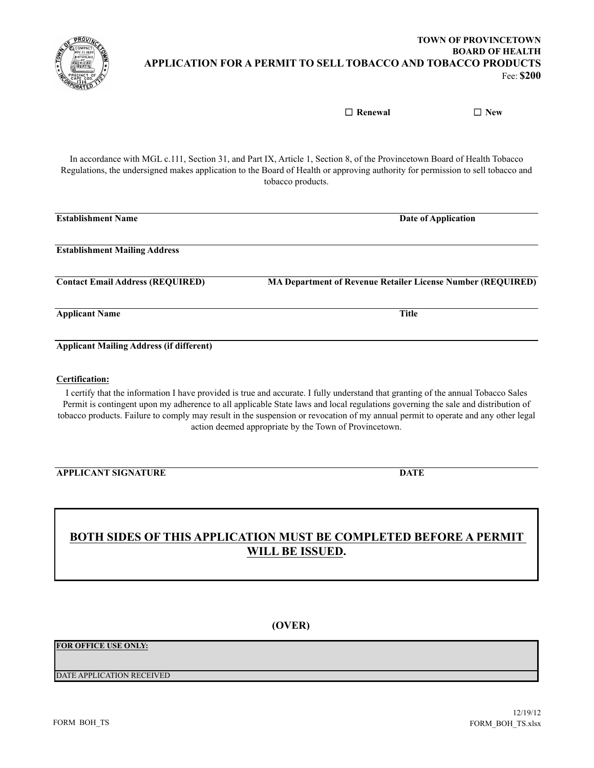**TOWN OF PROVINCETOWN**
**BOARD OF HEALTH**

# APPLICATION FOR A PERMIT TO SELL TOBACCO AND TOBACCO PRODUCTS

Fee: **$200**

☐ **Renewal** ☐ **New**

In accordance with MGL c.111, Section 31, and Part IX, Article 1, Section 8, of the Provincetown Board of Health Tobacco Regulations, the undersigned makes application to the Board of Health or approving authority for permission to sell tobacco and tobacco products.

| | |
|---|---|
| **Establishment Name** | **Date of Application** |
| **Establishment Mailing Address** | |
| **Contact Email Address (REQUIRED)** | **MA Department of Revenue Retailer License Number (REQUIRED)** |
| **Applicant Name** | **Title** |
| **Applicant Mailing Address (if different)** | |

**Certification:**

I certify that the information I have provided is true and accurate. I fully understand that granting of the annual Tobacco Sales Permit is contingent upon my adherence to all applicable State laws and local regulations governing the sale and distribution of tobacco products. Failure to comply may result in the suspension or revocation of my annual permit to operate and any other legal action deemed appropriate by the Town of Provincetown.

| | |
|---|---|
| **APPLICANT SIGNATURE** | **DATE** |

**BOTH SIDES OF THIS APPLICATION MUST BE COMPLETED BEFORE A PERMIT WILL BE ISSUED.**

**(OVER)**

| **FOR OFFICE USE ONLY:** |
|---|
| DATE APPLICATION RECEIVED |

FORM BOH_TS

12/19/12
FORM_BOH_TS.xlsx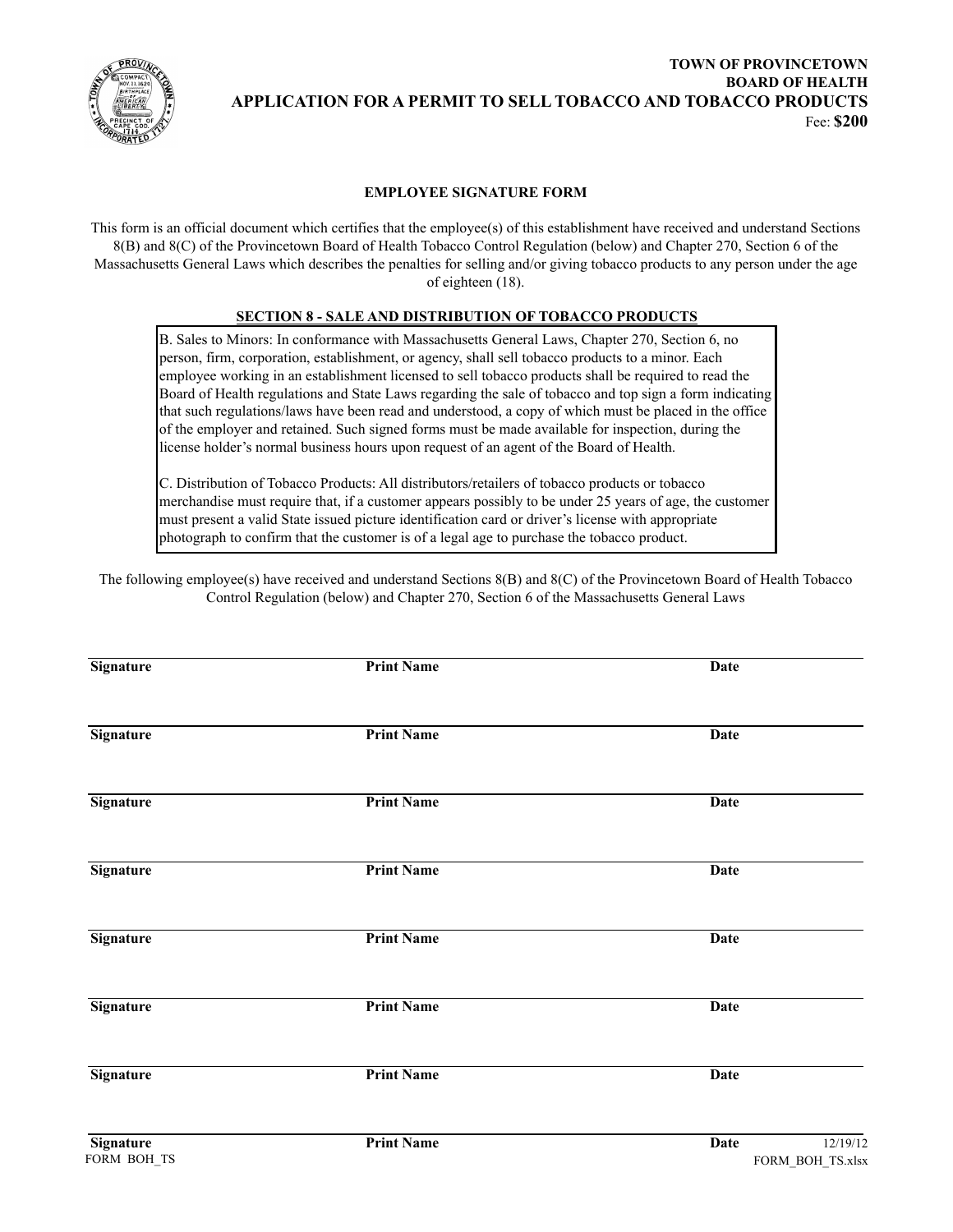**TOWN OF PROVINCETOWN**
**BOARD OF HEALTH**

# APPLICATION FOR A PERMIT TO SELL TOBACCO AND TOBACCO PRODUCTS

Fee: **$200**

## EMPLOYEE SIGNATURE FORM

This form is an official document which certifies that the employee(s) of this establishment have received and understand Sections 8(B) and 8(C) of the Provincetown Board of Health Tobacco Control Regulation (below) and Chapter 270, Section 6 of the Massachusetts General Laws which describes the penalties for selling and/or giving tobacco products to any person under the age of eighteen (18).

### SECTION 8 - SALE AND DISTRIBUTION OF TOBACCO PRODUCTS

B. Sales to Minors: In conformance with Massachusetts General Laws, Chapter 270, Section 6, no person, firm, corporation, establishment, or agency, shall sell tobacco products to a minor. Each employee working in an establishment licensed to sell tobacco products shall be required to read the Board of Health regulations and State Laws regarding the sale of tobacco and top sign a form indicating that such regulations/laws have been read and understood, a copy of which must be placed in the office of the employer and retained. Such signed forms must be made available for inspection, during the license holder's normal business hours upon request of an agent of the Board of Health.

C. Distribution of Tobacco Products: All distributors/retailers of tobacco products or tobacco merchandise must require that, if a customer appears possibly to be under 25 years of age, the customer must present a valid State issued picture identification card or driver's license with appropriate photograph to confirm that the customer is of a legal age to purchase the tobacco product.

The following employee(s) have received and understand Sections 8(B) and 8(C) of the Provincetown Board of Health Tobacco Control Regulation (below) and Chapter 270, Section 6 of the Massachusetts General Laws

| Signature | Print Name | Date |
|---|---|---|
| | | |
| | | |
| | | |
| | | |
| | | |
| | | |
| | | |
| | | |

FORM BOH_TS

12/19/12
FORM_BOH_TS.xlsx